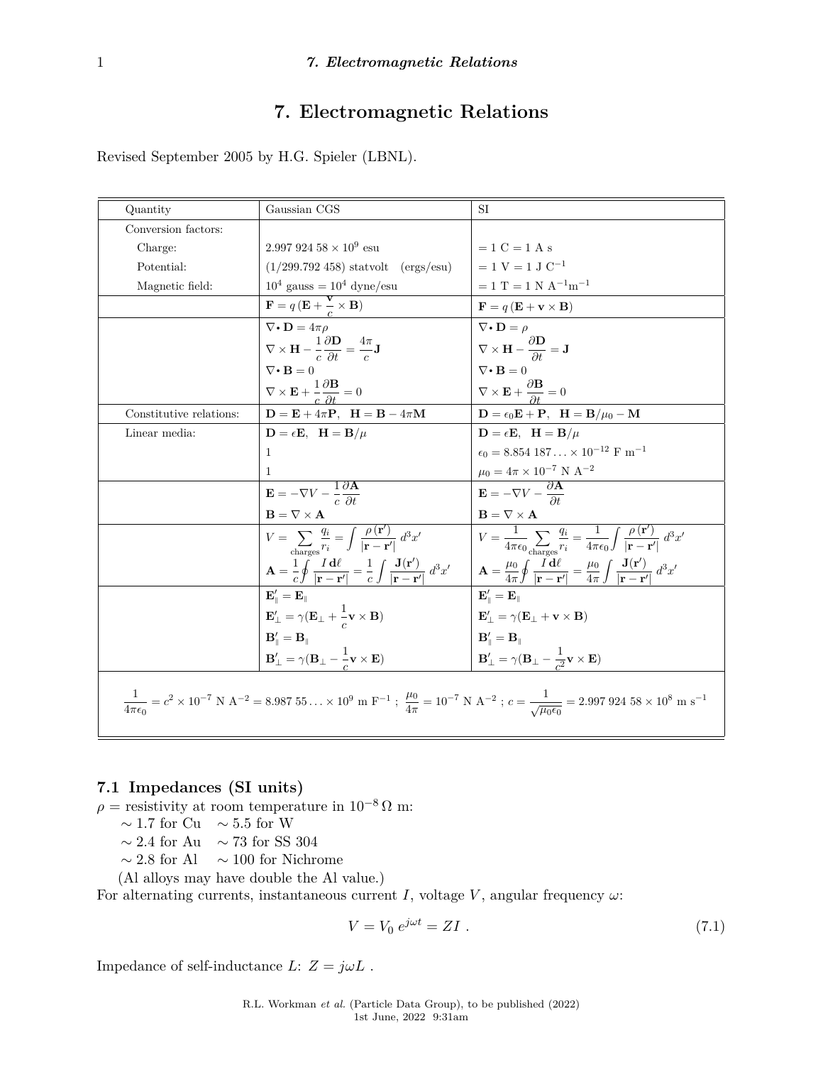# 7. Electromagnetic Relations

Revised September 2005 by H.G. Spieler (LBNL).

| Quantity | Gaussian CGS | SI |
|---|---|---|
| Conversion factors: | | |
| Charge: | $2.997\ 924\ 58 \times 10^9$ esu | $= 1$ C $= 1$ A s |
| Potential: | $(1/299.792\ 458)$ statvolt (ergs/esu) | $= 1$ V $= 1$ J C$^{-1}$ |
| Magnetic field: | $10^4$ gauss $= 10^4$ dyne/esu | $= 1$ T $= 1$ N A$^{-1}$m$^{-1}$ |
| | $\mathbf{F} = q\,(\mathbf{E} + \frac{\mathbf{v}}{c} \times \mathbf{B})$ | $\mathbf{F} = q\,(\mathbf{E} + \mathbf{v} \times \mathbf{B})$ |
| | $\nabla \cdot \mathbf{D} = 4\pi\rho$ | $\nabla \cdot \mathbf{D} = \rho$ |
| | $\nabla \times \mathbf{H} - \frac{1}{c}\frac{\partial \mathbf{D}}{\partial t} = \frac{4\pi}{c}\mathbf{J}$ | $\nabla \times \mathbf{H} - \frac{\partial \mathbf{D}}{\partial t} = \mathbf{J}$ |
| | $\nabla \cdot \mathbf{B} = 0$ | $\nabla \cdot \mathbf{B} = 0$ |
| | $\nabla \times \mathbf{E} + \frac{1}{c}\frac{\partial \mathbf{B}}{\partial t} = 0$ | $\nabla \times \mathbf{E} + \frac{\partial \mathbf{B}}{\partial t} = 0$ |
| Constitutive relations: | $\mathbf{D} = \mathbf{E} + 4\pi\mathbf{P}, \quad \mathbf{H} = \mathbf{B} - 4\pi\mathbf{M}$ | $\mathbf{D} = \epsilon_0\mathbf{E} + \mathbf{P}, \quad \mathbf{H} = \mathbf{B}/\mu_0 - \mathbf{M}$ |
| Linear media: | $\mathbf{D} = \epsilon\mathbf{E}, \quad \mathbf{H} = \mathbf{B}/\mu$ | $\mathbf{D} = \epsilon\mathbf{E}, \quad \mathbf{H} = \mathbf{B}/\mu$ |
| | 1 | $\epsilon_0 = 8.854\ 187\ldots \times 10^{-12}$ F m$^{-1}$ |
| | 1 | $\mu_0 = 4\pi \times 10^{-7}$ N A$^{-2}$ |
| | $\mathbf{E} = -\nabla V - \frac{1}{c}\frac{\partial \mathbf{A}}{\partial t}$ | $\mathbf{E} = -\nabla V - \frac{\partial \mathbf{A}}{\partial t}$ |
| | $\mathbf{B} = \nabla \times \mathbf{A}$ | $\mathbf{B} = \nabla \times \mathbf{A}$ |
| | $V = \sum_{\text{charges}} \frac{q_i}{r_i} = \int \frac{\rho\,(\mathbf{r}')}{\lvert\mathbf{r} - \mathbf{r}'\rvert}\, d^3x'$ | $V = \frac{1}{4\pi\epsilon_0}\sum_{\text{charges}} \frac{q_i}{r_i} = \frac{1}{4\pi\epsilon_0}\int \frac{\rho\,(\mathbf{r}')}{\lvert\mathbf{r} - \mathbf{r}'\rvert}\, d^3x'$ |
| | $\mathbf{A} = \frac{1}{c}\oint \frac{I\,d\boldsymbol{\ell}}{\lvert\mathbf{r} - \mathbf{r}'\rvert} = \frac{1}{c}\int \frac{\mathbf{J}(\mathbf{r}')}{\lvert\mathbf{r} - \mathbf{r}'\rvert}\, d^3x'$ | $\mathbf{A} = \frac{\mu_0}{4\pi}\oint \frac{I\,d\boldsymbol{\ell}}{\lvert\mathbf{r} - \mathbf{r}'\rvert} = \frac{\mu_0}{4\pi}\int \frac{\mathbf{J}(\mathbf{r}')}{\lvert\mathbf{r} - \mathbf{r}'\rvert}\, d^3x'$ |
| | $\mathbf{E}'_\parallel = \mathbf{E}_\parallel$ | $\mathbf{E}'_\parallel = \mathbf{E}_\parallel$ |
| | $\mathbf{E}'_\perp = \gamma(\mathbf{E}_\perp + \frac{1}{c}\mathbf{v} \times \mathbf{B})$ | $\mathbf{E}'_\perp = \gamma(\mathbf{E}_\perp + \mathbf{v} \times \mathbf{B})$ |
| | $\mathbf{B}'_\parallel = \mathbf{B}_\parallel$ | $\mathbf{B}'_\parallel = \mathbf{B}_\parallel$ |
| | $\mathbf{B}'_\perp = \gamma(\mathbf{B}_\perp - \frac{1}{c}\mathbf{v} \times \mathbf{E})$ | $\mathbf{B}'_\perp = \gamma(\mathbf{B}_\perp - \frac{1}{c^2}\mathbf{v} \times \mathbf{E})$ |

$$\frac{1}{4\pi\epsilon_0} = c^2 \times 10^{-7}\ \text{N A}^{-2} = 8.987\ 55\ldots \times 10^9\ \text{m F}^{-1}\ ;\ \frac{\mu_0}{4\pi} = 10^{-7}\ \text{N A}^{-2}\ ;\ c = \frac{1}{\sqrt{\mu_0\epsilon_0}} = 2.997\ 924\ 58 \times 10^8\ \text{m s}^{-1}$$

## 7.1 Impedances (SI units)

$\rho$ = resistivity at room temperature in $10^{-8}\ \Omega$ m:

- $\sim 1.7$ for Cu $\quad \sim 5.5$ for W
- $\sim 2.4$ for Au $\quad \sim 73$ for SS 304
- $\sim 2.8$ for Al $\quad \sim 100$ for Nichrome
- (Al alloys may have double the Al value.)

For alternating currents, instantaneous current $I$, voltage $V$, angular frequency $\omega$:

$$V = V_0\, e^{j\omega t} = ZI\ . \tag{7.1}$$

Impedance of self-inductance $L$: $Z = j\omega L$ .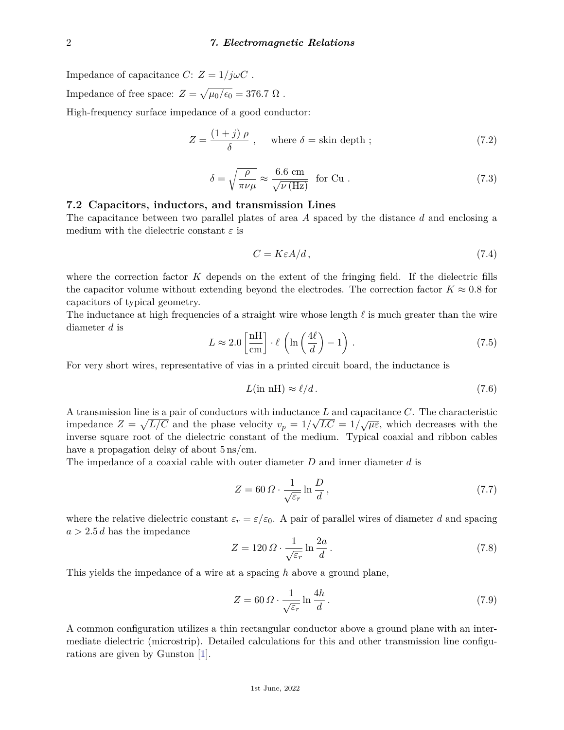Impedance of capacitance $C$: $Z = 1/j\omega C$ .

Impedance of free space: $Z = \sqrt{\mu_0/\epsilon_0} = 376.7\ \Omega$ .

High-frequency surface impedance of a good conductor:

$$Z = \frac{(1+j)\,\rho}{\delta}\ , \quad \text{where } \delta = \text{skin depth}\ ; \tag{7.2}$$

$$\delta = \sqrt{\frac{\rho}{\pi\nu\mu}} \approx \frac{6.6\text{ cm}}{\sqrt{\nu\,(\text{Hz})}} \ \text{ for Cu}\ . \tag{7.3}$$

### 7.2 Capacitors, inductors, and transmission Lines

The capacitance between two parallel plates of area $A$ spaced by the distance $d$ and enclosing a medium with the dielectric constant $\varepsilon$ is

$$C = K\varepsilon A/d\,, \tag{7.4}$$

where the correction factor $K$ depends on the extent of the fringing field. If the dielectric fills the capacitor volume without extending beyond the electrodes. The correction factor $K \approx 0.8$ for capacitors of typical geometry.

The inductance at high frequencies of a straight wire whose length $\ell$ is much greater than the wire diameter $d$ is

$$L \approx 2.0\left[\frac{\text{nH}}{\text{cm}}\right]\cdot\ell\left(\ln\left(\frac{4\ell}{d}\right)-1\right)\ . \tag{7.5}$$

For very short wires, representative of vias in a printed circuit board, the inductance is

$$L(\text{in nH}) \approx \ell/d\,. \tag{7.6}$$

A transmission line is a pair of conductors with inductance $L$ and capacitance $C$. The characteristic impedance $Z = \sqrt{L/C}$ and the phase velocity $v_p = 1/\sqrt{LC} = 1/\sqrt{\mu\varepsilon}$, which decreases with the inverse square root of the dielectric constant of the medium. Typical coaxial and ribbon cables have a propagation delay of about 5 ns/cm.

The impedance of a coaxial cable with outer diameter $D$ and inner diameter $d$ is

$$Z = 60\,\Omega\cdot\frac{1}{\sqrt{\varepsilon_r}}\ln\frac{D}{d}\,, \tag{7.7}$$

where the relative dielectric constant $\varepsilon_r = \varepsilon/\varepsilon_0$. A pair of parallel wires of diameter $d$ and spacing $a > 2.5\,d$ has the impedance

$$Z = 120\,\Omega\cdot\frac{1}{\sqrt{\varepsilon_r}}\ln\frac{2a}{d}\,. \tag{7.8}$$

This yields the impedance of a wire at a spacing $h$ above a ground plane,

$$Z = 60\,\Omega\cdot\frac{1}{\sqrt{\varepsilon_r}}\ln\frac{4h}{d}\,. \tag{7.9}$$

A common configuration utilizes a thin rectangular conductor above a ground plane with an intermediate dielectric (microstrip). Detailed calculations for this and other transmission line configurations are given by Gunston [1].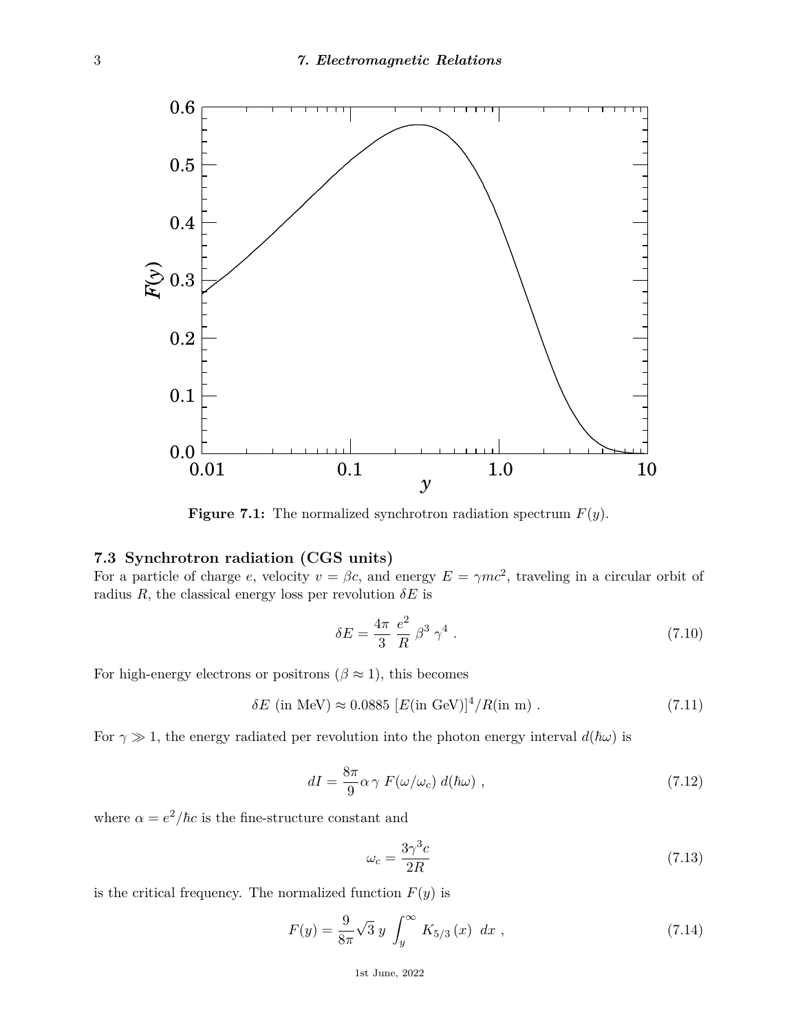**Figure 7.1:** The normalized synchrotron radiation spectrum $F(y)$.

### 7.3 Synchrotron radiation (CGS units)

For a particle of charge $e$, velocity $v = \beta c$, and energy $E = \gamma mc^2$, traveling in a circular orbit of radius $R$, the classical energy loss per revolution $\delta E$ is

$$\delta E = \frac{4\pi}{3} \frac{e^2}{R} \beta^3 \gamma^4 \ . \tag{7.10}$$

For high-energy electrons or positrons ($\beta \approx 1$), this becomes

$$\delta E \text{ (in MeV)} \approx 0.0885 \, [E(\text{in GeV})]^4 / R(\text{in m}) \ . \tag{7.11}$$

For $\gamma \gg 1$, the energy radiated per revolution into the photon energy interval $d(\hbar\omega)$ is

$$dI = \frac{8\pi}{9} \alpha \, \gamma \, F(\omega/\omega_c) \, d(\hbar\omega) \ , \tag{7.12}$$

where $\alpha = e^2/\hbar c$ is the fine-structure constant and

$$\omega_c = \frac{3\gamma^3 c}{2R} \tag{7.13}$$

is the critical frequency. The normalized function $F(y)$ is

$$F(y) = \frac{9}{8\pi} \sqrt{3} \, y \int_y^\infty K_{5/3}(x) \ dx \ , \tag{7.14}$$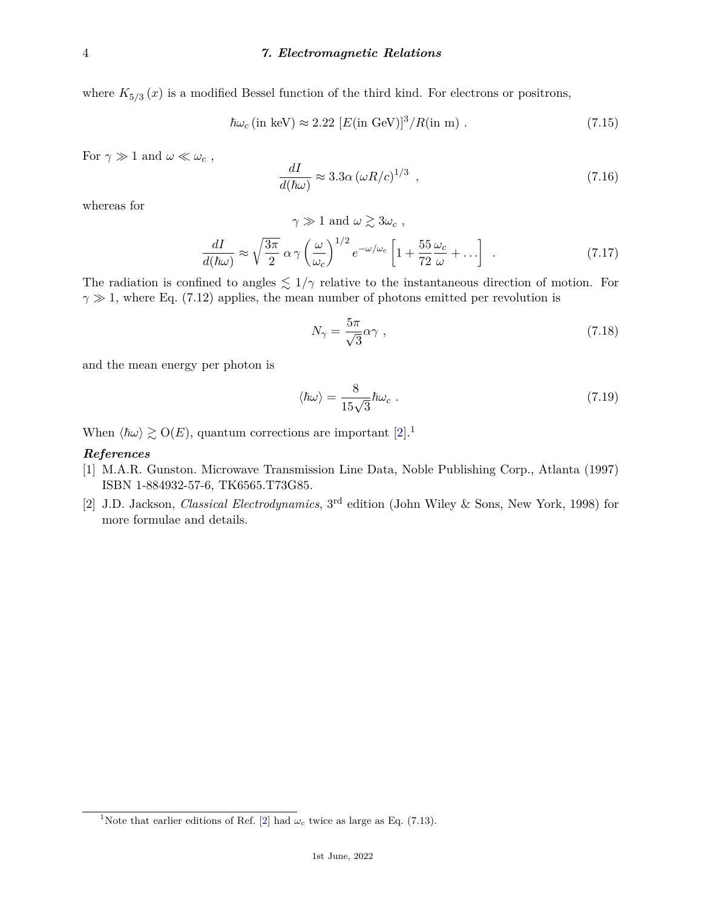where $K_{5/3}(x)$ is a modified Bessel function of the third kind. For electrons or positrons,

$$\hbar\omega_c \,(\text{in keV}) \approx 2.22 \, [E(\text{in GeV})]^3/R(\text{in m}) \; . \tag{7.15}$$

For $\gamma \gg 1$ and $\omega \ll \omega_c$ ,

$$\frac{dI}{d(\hbar\omega)} \approx 3.3\alpha \, (\omega R/c)^{1/3} \;\; , \tag{7.16}$$

whereas for

$$\gamma \gg 1 \text{ and } \omega \gtrsim 3\omega_c \; ,$$

$$\frac{dI}{d(\hbar\omega)} \approx \sqrt{\frac{3\pi}{2}} \, \alpha \, \gamma \left(\frac{\omega}{\omega_c}\right)^{1/2} e^{-\omega/\omega_c} \left[1 + \frac{55}{72}\frac{\omega_c}{\omega} + \ldots\right] \;\; . \tag{7.17}$$

The radiation is confined to angles $\lesssim 1/\gamma$ relative to the instantaneous direction of motion. For $\gamma \gg 1$, where Eq. (7.12) applies, the mean number of photons emitted per revolution is

$$N_\gamma = \frac{5\pi}{\sqrt{3}}\alpha\gamma \; , \tag{7.18}$$

and the mean energy per photon is

$$\langle\hbar\omega\rangle = \frac{8}{15\sqrt{3}}\hbar\omega_c \; . \tag{7.19}$$

When $\langle\hbar\omega\rangle \gtrsim \mathrm{O}(E)$, quantum corrections are important [2].[1]

***References***

[1] M.A.R. Gunston. Microwave Transmission Line Data, Noble Publishing Corp., Atlanta (1997) ISBN 1-884932-57-6, TK6565.T73G85.

[2] J.D. Jackson, *Classical Electrodynamics*, 3rd edition (John Wiley & Sons, New York, 1998) for more formulae and details.

[1] Note that earlier editions of Ref. [2] had $\omega_c$ twice as large as Eq. (7.13).